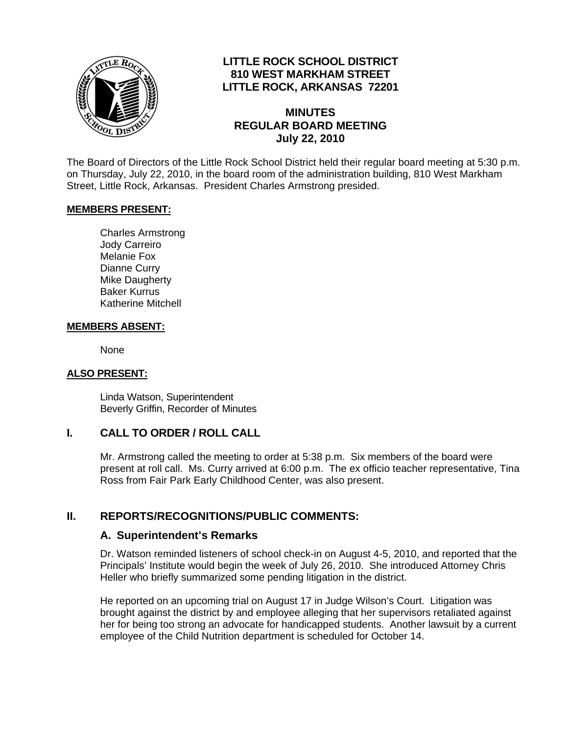# LITTLE ROCK SCHOOL DISTRICT
## 810 WEST MARKHAM STREET
## LITTLE ROCK, ARKANSAS 72201

## MINUTES
## REGULAR BOARD MEETING
## July 22, 2010

The Board of Directors of the Little Rock School District held their regular board meeting at 5:30 p.m. on Thursday, July 22, 2010, in the board room of the administration building, 810 West Markham Street, Little Rock, Arkansas. President Charles Armstrong presided.

**MEMBERS PRESENT:**

Charles Armstrong
Jody Carreiro
Melanie Fox
Dianne Curry
Mike Daugherty
Baker Kurrus
Katherine Mitchell

**MEMBERS ABSENT:**

None

**ALSO PRESENT:**

Linda Watson, Superintendent
Beverly Griffin, Recorder of Minutes

## I. CALL TO ORDER / ROLL CALL

Mr. Armstrong called the meeting to order at 5:38 p.m. Six members of the board were present at roll call. Ms. Curry arrived at 6:00 p.m. The ex officio teacher representative, Tina Ross from Fair Park Early Childhood Center, was also present.

## II. REPORTS/RECOGNITIONS/PUBLIC COMMENTS:

### A. Superintendent's Remarks

Dr. Watson reminded listeners of school check-in on August 4-5, 2010, and reported that the Principals' Institute would begin the week of July 26, 2010. She introduced Attorney Chris Heller who briefly summarized some pending litigation in the district.

He reported on an upcoming trial on August 17 in Judge Wilson's Court. Litigation was brought against the district by and employee alleging that her supervisors retaliated against her for being too strong an advocate for handicapped students. Another lawsuit by a current employee of the Child Nutrition department is scheduled for October 14.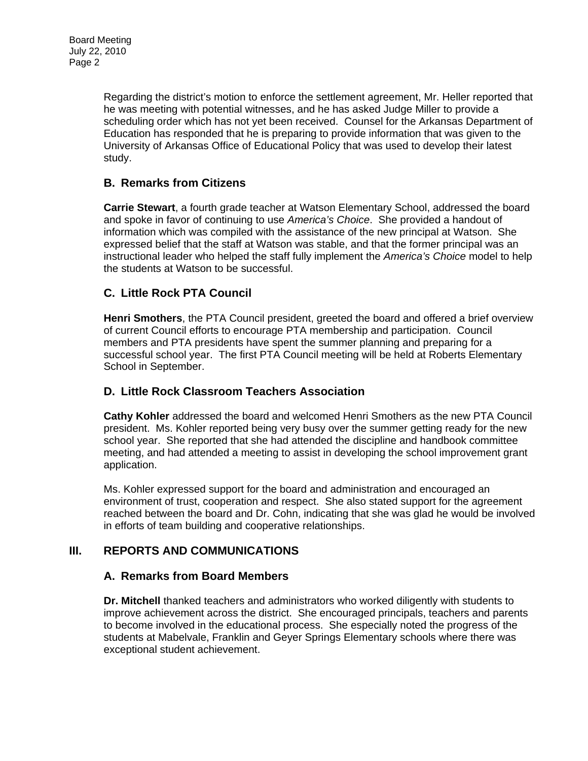Regarding the district's motion to enforce the settlement agreement, Mr. Heller reported that he was meeting with potential witnesses, and he has asked Judge Miller to provide a scheduling order which has not yet been received. Counsel for the Arkansas Department of Education has responded that he is preparing to provide information that was given to the University of Arkansas Office of Educational Policy that was used to develop their latest study.

### B. Remarks from Citizens

**Carrie Stewart**, a fourth grade teacher at Watson Elementary School, addressed the board and spoke in favor of continuing to use *America's Choice*. She provided a handout of information which was compiled with the assistance of the new principal at Watson. She expressed belief that the staff at Watson was stable, and that the former principal was an instructional leader who helped the staff fully implement the *America's Choice* model to help the students at Watson to be successful.

### C. Little Rock PTA Council

**Henri Smothers**, the PTA Council president, greeted the board and offered a brief overview of current Council efforts to encourage PTA membership and participation. Council members and PTA presidents have spent the summer planning and preparing for a successful school year. The first PTA Council meeting will be held at Roberts Elementary School in September.

### D. Little Rock Classroom Teachers Association

**Cathy Kohler** addressed the board and welcomed Henri Smothers as the new PTA Council president. Ms. Kohler reported being very busy over the summer getting ready for the new school year. She reported that she had attended the discipline and handbook committee meeting, and had attended a meeting to assist in developing the school improvement grant application.

Ms. Kohler expressed support for the board and administration and encouraged an environment of trust, cooperation and respect. She also stated support for the agreement reached between the board and Dr. Cohn, indicating that she was glad he would be involved in efforts of team building and cooperative relationships.

## III. REPORTS AND COMMUNICATIONS

### A. Remarks from Board Members

**Dr. Mitchell** thanked teachers and administrators who worked diligently with students to improve achievement across the district. She encouraged principals, teachers and parents to become involved in the educational process. She especially noted the progress of the students at Mabelvale, Franklin and Geyer Springs Elementary schools where there was exceptional student achievement.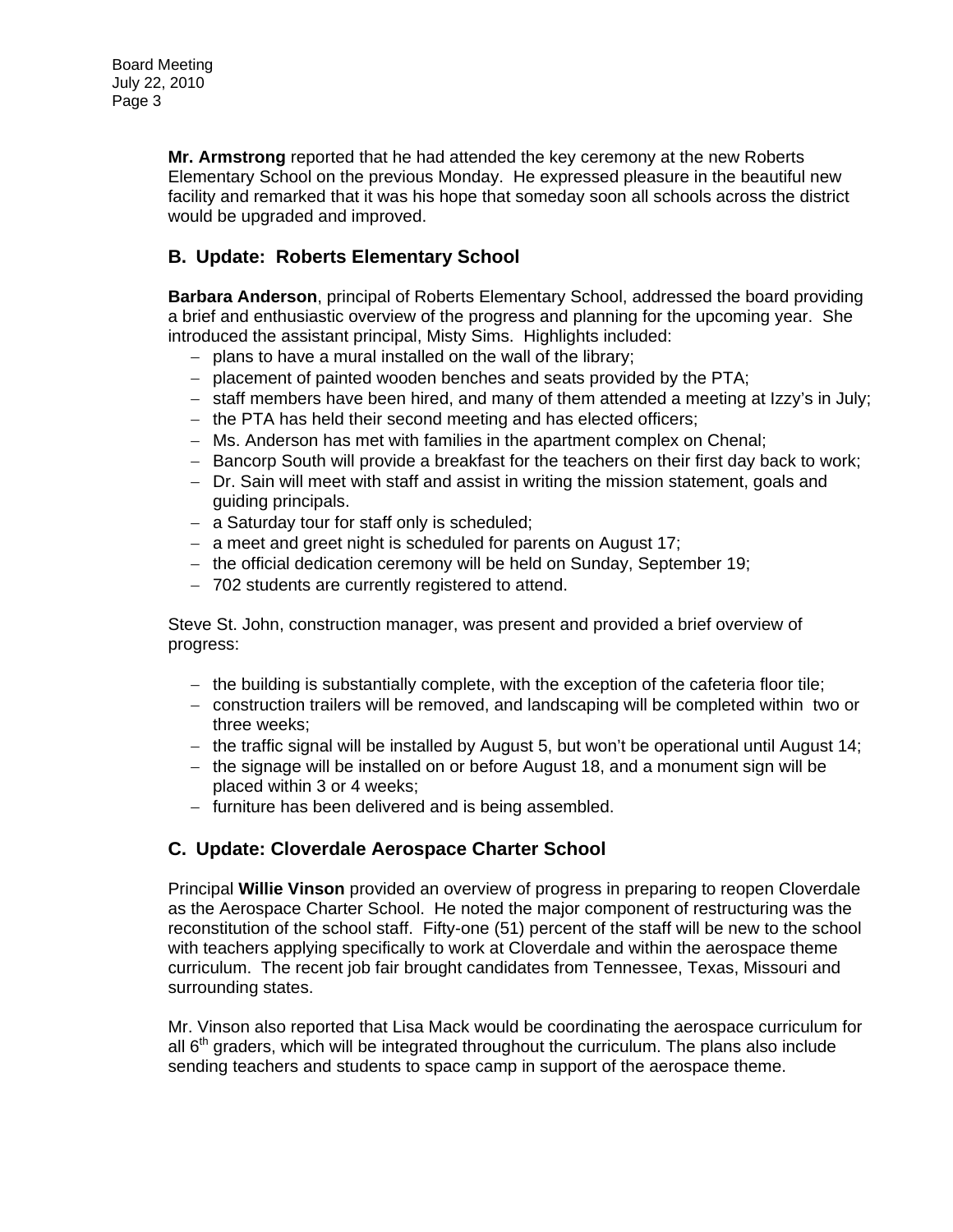**Mr. Armstrong** reported that he had attended the key ceremony at the new Roberts Elementary School on the previous Monday. He expressed pleasure in the beautiful new facility and remarked that it was his hope that someday soon all schools across the district would be upgraded and improved.

## B. Update: Roberts Elementary School

**Barbara Anderson**, principal of Roberts Elementary School, addressed the board providing a brief and enthusiastic overview of the progress and planning for the upcoming year. She introduced the assistant principal, Misty Sims. Highlights included:

- plans to have a mural installed on the wall of the library;
- placement of painted wooden benches and seats provided by the PTA;
- staff members have been hired, and many of them attended a meeting at Izzy's in July;
- the PTA has held their second meeting and has elected officers;
- Ms. Anderson has met with families in the apartment complex on Chenal;
- Bancorp South will provide a breakfast for the teachers on their first day back to work;
- Dr. Sain will meet with staff and assist in writing the mission statement, goals and guiding principals.
- a Saturday tour for staff only is scheduled;
- a meet and greet night is scheduled for parents on August 17;
- the official dedication ceremony will be held on Sunday, September 19;
- 702 students are currently registered to attend.

Steve St. John, construction manager, was present and provided a brief overview of progress:

- the building is substantially complete, with the exception of the cafeteria floor tile;
- construction trailers will be removed, and landscaping will be completed within two or three weeks;
- the traffic signal will be installed by August 5, but won't be operational until August 14;
- the signage will be installed on or before August 18, and a monument sign will be placed within 3 or 4 weeks;
- furniture has been delivered and is being assembled.

## C. Update: Cloverdale Aerospace Charter School

Principal **Willie Vinson** provided an overview of progress in preparing to reopen Cloverdale as the Aerospace Charter School. He noted the major component of restructuring was the reconstitution of the school staff. Fifty-one (51) percent of the staff will be new to the school with teachers applying specifically to work at Cloverdale and within the aerospace theme curriculum. The recent job fair brought candidates from Tennessee, Texas, Missouri and surrounding states.

Mr. Vinson also reported that Lisa Mack would be coordinating the aerospace curriculum for all 6th graders, which will be integrated throughout the curriculum. The plans also include sending teachers and students to space camp in support of the aerospace theme.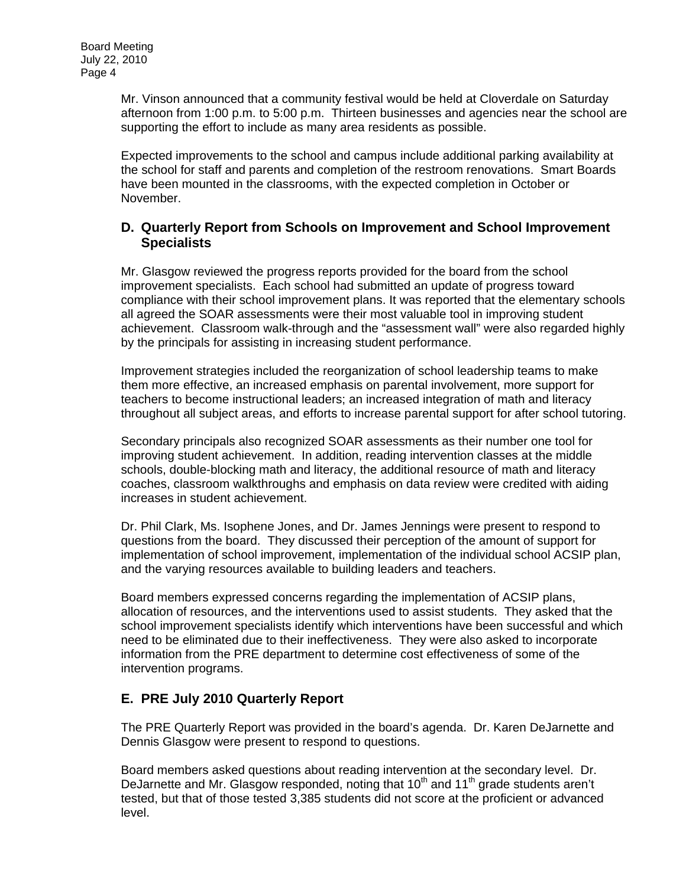Mr. Vinson announced that a community festival would be held at Cloverdale on Saturday afternoon from 1:00 p.m. to 5:00 p.m. Thirteen businesses and agencies near the school are supporting the effort to include as many area residents as possible.

Expected improvements to the school and campus include additional parking availability at the school for staff and parents and completion of the restroom renovations. Smart Boards have been mounted in the classrooms, with the expected completion in October or November.

### D. Quarterly Report from Schools on Improvement and School Improvement Specialists

Mr. Glasgow reviewed the progress reports provided for the board from the school improvement specialists. Each school had submitted an update of progress toward compliance with their school improvement plans. It was reported that the elementary schools all agreed the SOAR assessments were their most valuable tool in improving student achievement. Classroom walk-through and the "assessment wall" were also regarded highly by the principals for assisting in increasing student performance.

Improvement strategies included the reorganization of school leadership teams to make them more effective, an increased emphasis on parental involvement, more support for teachers to become instructional leaders; an increased integration of math and literacy throughout all subject areas, and efforts to increase parental support for after school tutoring.

Secondary principals also recognized SOAR assessments as their number one tool for improving student achievement. In addition, reading intervention classes at the middle schools, double-blocking math and literacy, the additional resource of math and literacy coaches, classroom walkthroughs and emphasis on data review were credited with aiding increases in student achievement.

Dr. Phil Clark, Ms. Isophene Jones, and Dr. James Jennings were present to respond to questions from the board. They discussed their perception of the amount of support for implementation of school improvement, implementation of the individual school ACSIP plan, and the varying resources available to building leaders and teachers.

Board members expressed concerns regarding the implementation of ACSIP plans, allocation of resources, and the interventions used to assist students. They asked that the school improvement specialists identify which interventions have been successful and which need to be eliminated due to their ineffectiveness. They were also asked to incorporate information from the PRE department to determine cost effectiveness of some of the intervention programs.

### E. PRE July 2010 Quarterly Report

The PRE Quarterly Report was provided in the board's agenda. Dr. Karen DeJarnette and Dennis Glasgow were present to respond to questions.

Board members asked questions about reading intervention at the secondary level. Dr. DeJarnette and Mr. Glasgow responded, noting that 10th and 11th grade students aren't tested, but that of those tested 3,385 students did not score at the proficient or advanced level.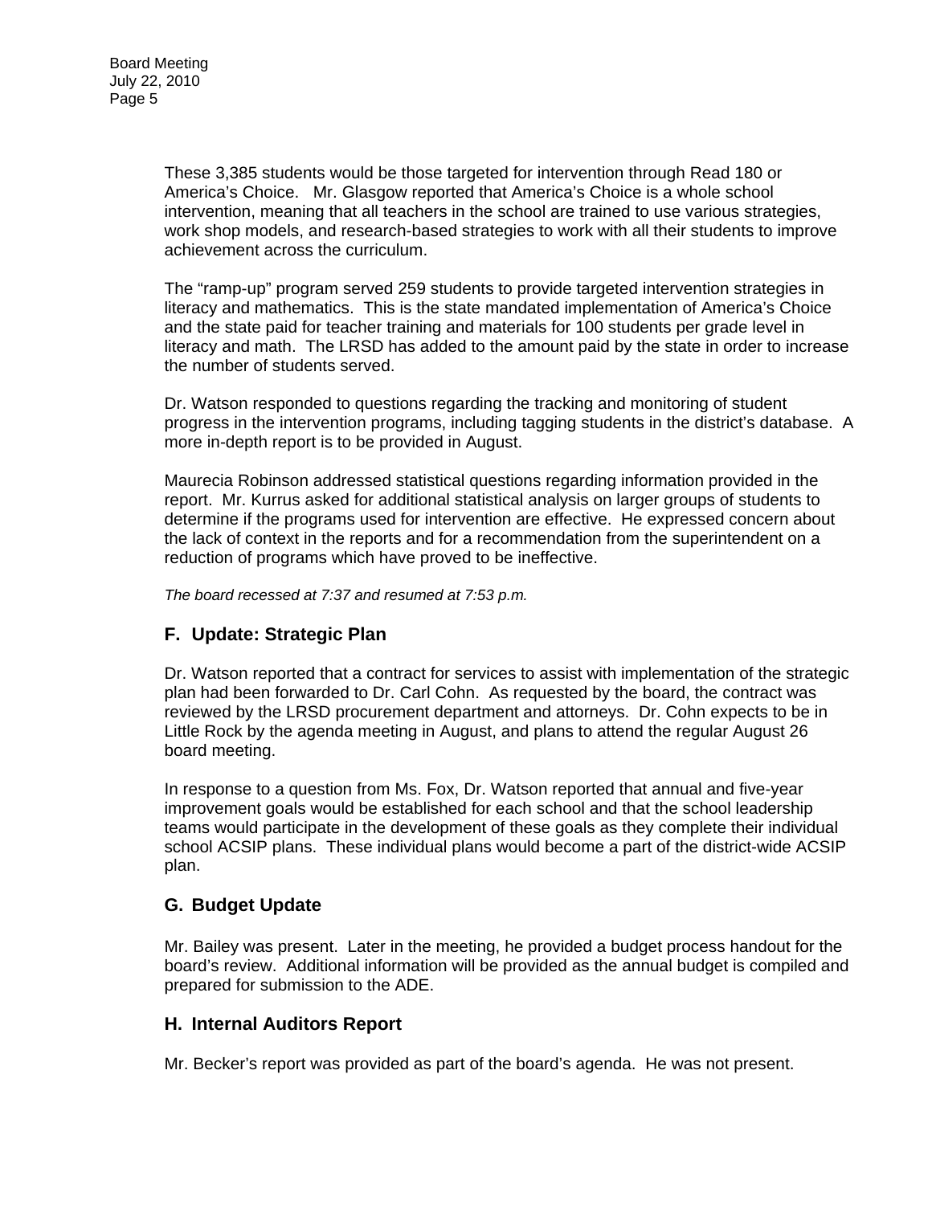These 3,385 students would be those targeted for intervention through Read 180 or America's Choice. Mr. Glasgow reported that America's Choice is a whole school intervention, meaning that all teachers in the school are trained to use various strategies, work shop models, and research-based strategies to work with all their students to improve achievement across the curriculum.

The "ramp-up" program served 259 students to provide targeted intervention strategies in literacy and mathematics. This is the state mandated implementation of America's Choice and the state paid for teacher training and materials for 100 students per grade level in literacy and math. The LRSD has added to the amount paid by the state in order to increase the number of students served.

Dr. Watson responded to questions regarding the tracking and monitoring of student progress in the intervention programs, including tagging students in the district's database. A more in-depth report is to be provided in August.

Maurecia Robinson addressed statistical questions regarding information provided in the report. Mr. Kurrus asked for additional statistical analysis on larger groups of students to determine if the programs used for intervention are effective. He expressed concern about the lack of context in the reports and for a recommendation from the superintendent on a reduction of programs which have proved to be ineffective.

*The board recessed at 7:37 and resumed at 7:53 p.m.*

## F. Update: Strategic Plan

Dr. Watson reported that a contract for services to assist with implementation of the strategic plan had been forwarded to Dr. Carl Cohn. As requested by the board, the contract was reviewed by the LRSD procurement department and attorneys. Dr. Cohn expects to be in Little Rock by the agenda meeting in August, and plans to attend the regular August 26 board meeting.

In response to a question from Ms. Fox, Dr. Watson reported that annual and five-year improvement goals would be established for each school and that the school leadership teams would participate in the development of these goals as they complete their individual school ACSIP plans. These individual plans would become a part of the district-wide ACSIP plan.

## G. Budget Update

Mr. Bailey was present. Later in the meeting, he provided a budget process handout for the board's review. Additional information will be provided as the annual budget is compiled and prepared for submission to the ADE.

## H. Internal Auditors Report

Mr. Becker's report was provided as part of the board's agenda. He was not present.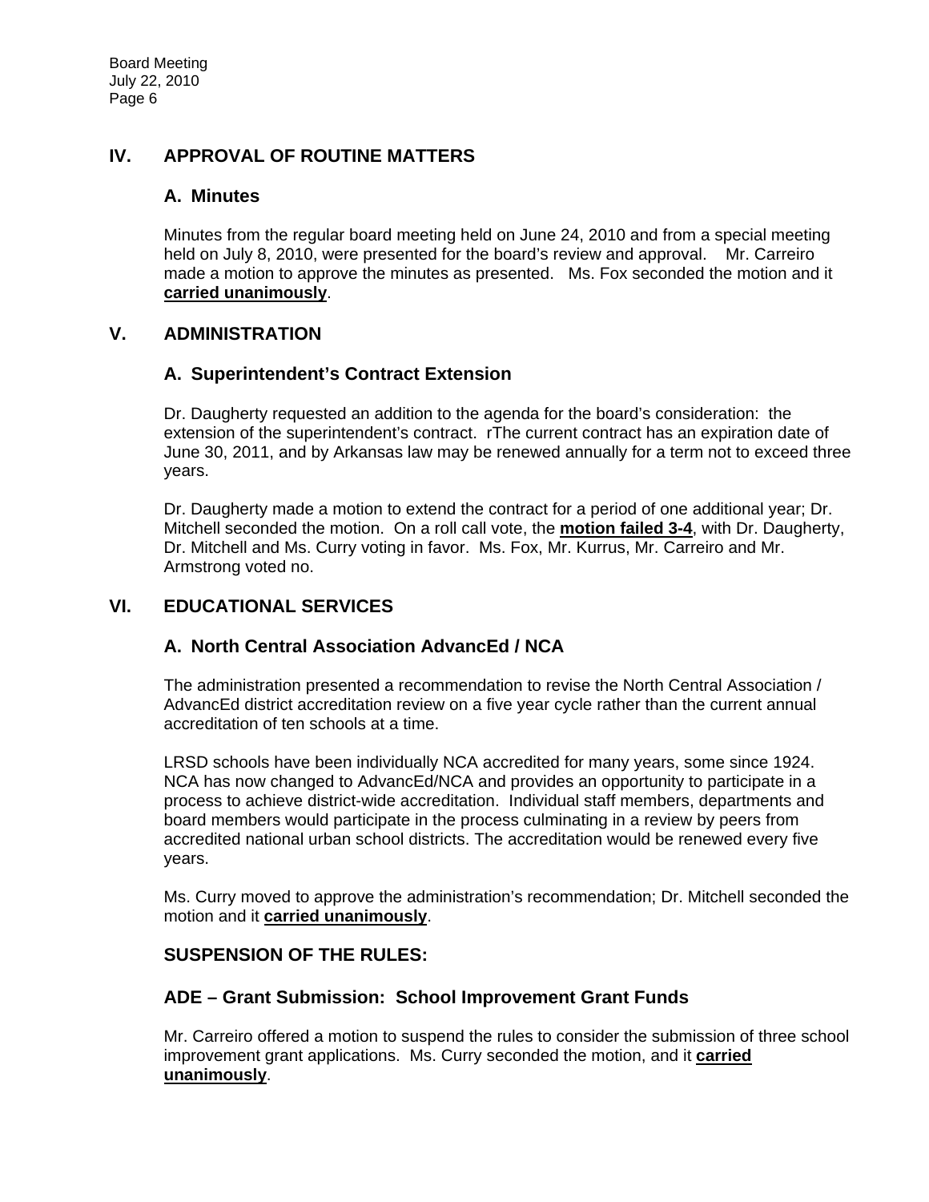## IV. APPROVAL OF ROUTINE MATTERS

### A. Minutes

Minutes from the regular board meeting held on June 24, 2010 and from a special meeting held on July 8, 2010, were presented for the board's review and approval. Mr. Carreiro made a motion to approve the minutes as presented. Ms. Fox seconded the motion and it **carried unanimously**.

## V. ADMINISTRATION

### A. Superintendent's Contract Extension

Dr. Daugherty requested an addition to the agenda for the board's consideration: the extension of the superintendent's contract. rThe current contract has an expiration date of June 30, 2011, and by Arkansas law may be renewed annually for a term not to exceed three years.

Dr. Daugherty made a motion to extend the contract for a period of one additional year; Dr. Mitchell seconded the motion. On a roll call vote, the **motion failed 3-4**, with Dr. Daugherty, Dr. Mitchell and Ms. Curry voting in favor. Ms. Fox, Mr. Kurrus, Mr. Carreiro and Mr. Armstrong voted no.

## VI. EDUCATIONAL SERVICES

### A. North Central Association AdvancEd / NCA

The administration presented a recommendation to revise the North Central Association / AdvancEd district accreditation review on a five year cycle rather than the current annual accreditation of ten schools at a time.

LRSD schools have been individually NCA accredited for many years, some since 1924. NCA has now changed to AdvancEd/NCA and provides an opportunity to participate in a process to achieve district-wide accreditation. Individual staff members, departments and board members would participate in the process culminating in a review by peers from accredited national urban school districts. The accreditation would be renewed every five years.

Ms. Curry moved to approve the administration's recommendation; Dr. Mitchell seconded the motion and it **carried unanimously**.

### SUSPENSION OF THE RULES:

### ADE – Grant Submission: School Improvement Grant Funds

Mr. Carreiro offered a motion to suspend the rules to consider the submission of three school improvement grant applications. Ms. Curry seconded the motion, and it **carried unanimously**.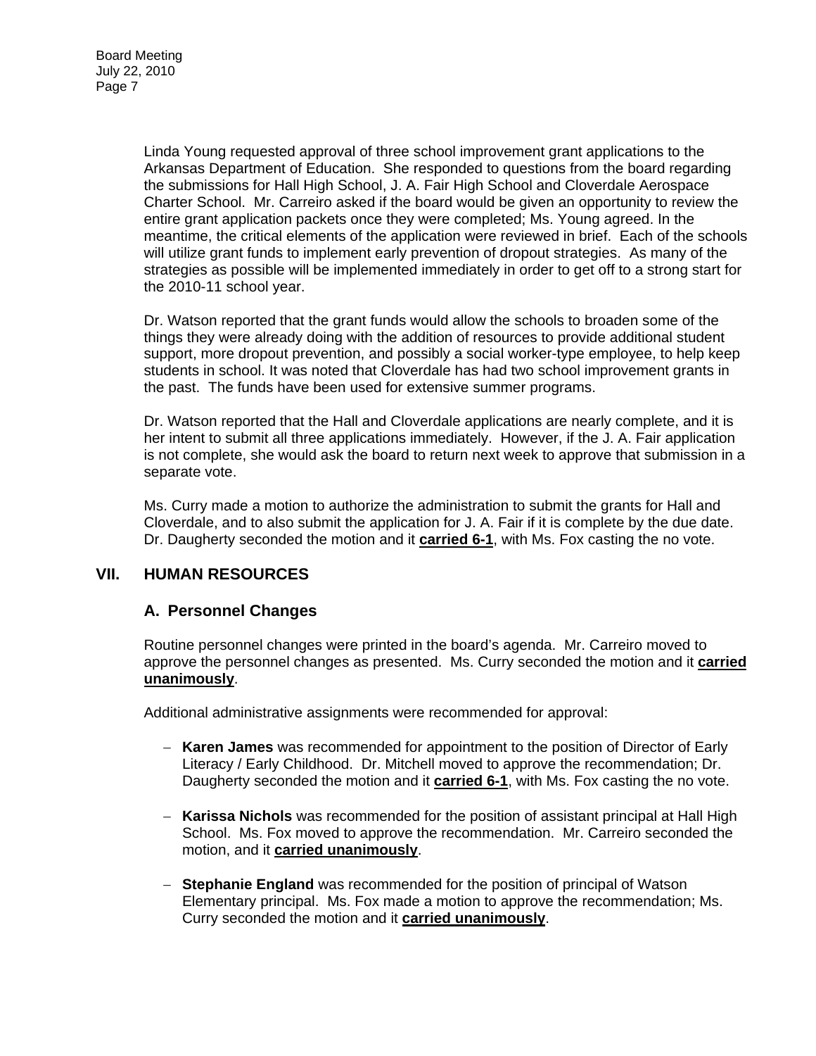Linda Young requested approval of three school improvement grant applications to the Arkansas Department of Education. She responded to questions from the board regarding the submissions for Hall High School, J. A. Fair High School and Cloverdale Aerospace Charter School. Mr. Carreiro asked if the board would be given an opportunity to review the entire grant application packets once they were completed; Ms. Young agreed. In the meantime, the critical elements of the application were reviewed in brief. Each of the schools will utilize grant funds to implement early prevention of dropout strategies. As many of the strategies as possible will be implemented immediately in order to get off to a strong start for the 2010-11 school year.

Dr. Watson reported that the grant funds would allow the schools to broaden some of the things they were already doing with the addition of resources to provide additional student support, more dropout prevention, and possibly a social worker-type employee, to help keep students in school. It was noted that Cloverdale has had two school improvement grants in the past. The funds have been used for extensive summer programs.

Dr. Watson reported that the Hall and Cloverdale applications are nearly complete, and it is her intent to submit all three applications immediately. However, if the J. A. Fair application is not complete, she would ask the board to return next week to approve that submission in a separate vote.

Ms. Curry made a motion to authorize the administration to submit the grants for Hall and Cloverdale, and to also submit the application for J. A. Fair if it is complete by the due date. Dr. Daugherty seconded the motion and it **carried 6-1**, with Ms. Fox casting the no vote.

## VII. HUMAN RESOURCES

### A. Personnel Changes

Routine personnel changes were printed in the board's agenda. Mr. Carreiro moved to approve the personnel changes as presented. Ms. Curry seconded the motion and it **carried unanimously**.

Additional administrative assignments were recommended for approval:

- **Karen James** was recommended for appointment to the position of Director of Early Literacy / Early Childhood. Dr. Mitchell moved to approve the recommendation; Dr. Daugherty seconded the motion and it **carried 6-1**, with Ms. Fox casting the no vote.
- **Karissa Nichols** was recommended for the position of assistant principal at Hall High School. Ms. Fox moved to approve the recommendation. Mr. Carreiro seconded the motion, and it **carried unanimously**.
- **Stephanie England** was recommended for the position of principal of Watson Elementary principal. Ms. Fox made a motion to approve the recommendation; Ms. Curry seconded the motion and it **carried unanimously**.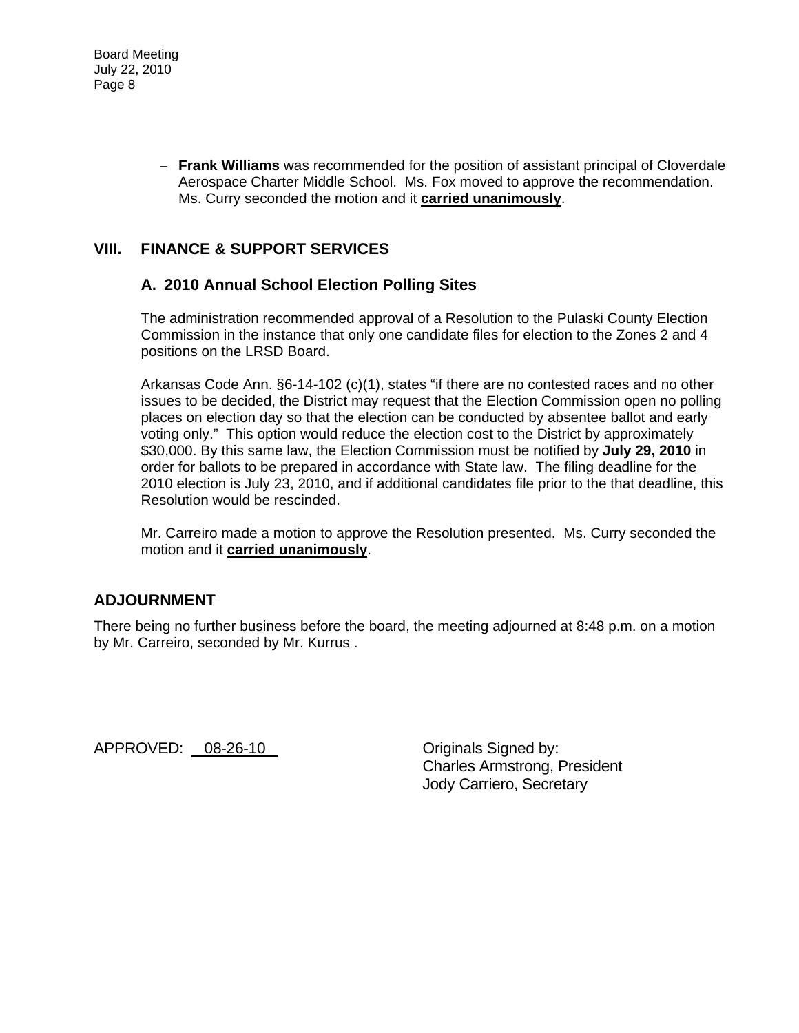- **Frank Williams** was recommended for the position of assistant principal of Cloverdale Aerospace Charter Middle School. Ms. Fox moved to approve the recommendation. Ms. Curry seconded the motion and it **carried unanimously**.

## VIII. FINANCE & SUPPORT SERVICES

### A. 2010 Annual School Election Polling Sites

The administration recommended approval of a Resolution to the Pulaski County Election Commission in the instance that only one candidate files for election to the Zones 2 and 4 positions on the LRSD Board.

Arkansas Code Ann. §6-14-102 (c)(1), states "if there are no contested races and no other issues to be decided, the District may request that the Election Commission open no polling places on election day so that the election can be conducted by absentee ballot and early voting only." This option would reduce the election cost to the District by approximately $30,000. By this same law, the Election Commission must be notified by **July 29, 2010** in order for ballots to be prepared in accordance with State law. The filing deadline for the 2010 election is July 23, 2010, and if additional candidates file prior to the that deadline, this Resolution would be rescinded.

Mr. Carreiro made a motion to approve the Resolution presented. Ms. Curry seconded the motion and it **carried unanimously**.

## ADJOURNMENT

There being no further business before the board, the meeting adjourned at 8:48 p.m. on a motion by Mr. Carreiro, seconded by Mr. Kurrus .

APPROVED: 08-26-10

Originals Signed by:
Charles Armstrong, President
Jody Carriero, Secretary